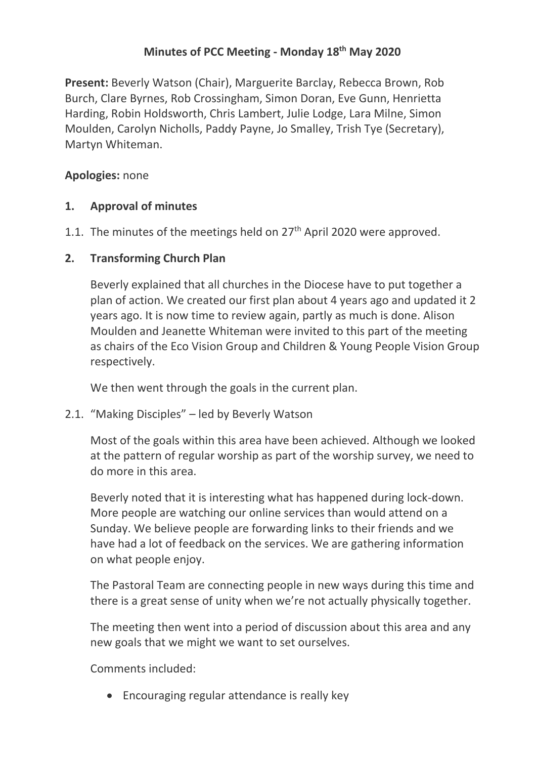# Minutes of PCC Meeting - Monday 18th May 2020

**Present:** Beverly Watson (Chair), Marguerite Barclay, Rebecca Brown, Rob Burch, Clare Byrnes, Rob Crossingham, Simon Doran, Eve Gunn, Henrietta Harding, Robin Holdsworth, Chris Lambert, Julie Lodge, Lara Milne, Simon Moulden, Carolyn Nicholls, Paddy Payne, Jo Smalley, Trish Tye (Secretary), Martyn Whiteman.

**Apologies:** none

## 1. Approval of minutes

1.1. The minutes of the meetings held on 27th April 2020 were approved.

## 2. Transforming Church Plan

Beverly explained that all churches in the Diocese have to put together a plan of action. We created our first plan about 4 years ago and updated it 2 years ago. It is now time to review again, partly as much is done. Alison Moulden and Jeanette Whiteman were invited to this part of the meeting as chairs of the Eco Vision Group and Children & Young People Vision Group respectively.

We then went through the goals in the current plan.

2.1. "Making Disciples" – led by Beverly Watson

Most of the goals within this area have been achieved. Although we looked at the pattern of regular worship as part of the worship survey, we need to do more in this area.

Beverly noted that it is interesting what has happened during lock-down. More people are watching our online services than would attend on a Sunday. We believe people are forwarding links to their friends and we have had a lot of feedback on the services. We are gathering information on what people enjoy.

The Pastoral Team are connecting people in new ways during this time and there is a great sense of unity when we're not actually physically together.

The meeting then went into a period of discussion about this area and any new goals that we might we want to set ourselves.

Comments included:

- Encouraging regular attendance is really key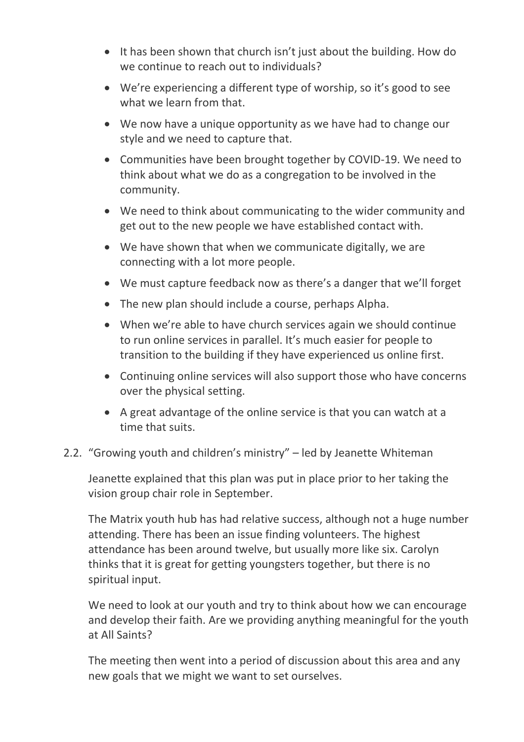- It has been shown that church isn't just about the building. How do we continue to reach out to individuals?
- We're experiencing a different type of worship, so it's good to see what we learn from that.
- We now have a unique opportunity as we have had to change our style and we need to capture that.
- Communities have been brought together by COVID-19. We need to think about what we do as a congregation to be involved in the community.
- We need to think about communicating to the wider community and get out to the new people we have established contact with.
- We have shown that when we communicate digitally, we are connecting with a lot more people.
- We must capture feedback now as there's a danger that we'll forget
- The new plan should include a course, perhaps Alpha.
- When we're able to have church services again we should continue to run online services in parallel. It's much easier for people to transition to the building if they have experienced us online first.
- Continuing online services will also support those who have concerns over the physical setting.
- A great advantage of the online service is that you can watch at a time that suits.

2.2. "Growing youth and children's ministry" – led by Jeanette Whiteman

Jeanette explained that this plan was put in place prior to her taking the vision group chair role in September.

The Matrix youth hub has had relative success, although not a huge number attending. There has been an issue finding volunteers. The highest attendance has been around twelve, but usually more like six. Carolyn thinks that it is great for getting youngsters together, but there is no spiritual input.

We need to look at our youth and try to think about how we can encourage and develop their faith. Are we providing anything meaningful for the youth at All Saints?

The meeting then went into a period of discussion about this area and any new goals that we might we want to set ourselves.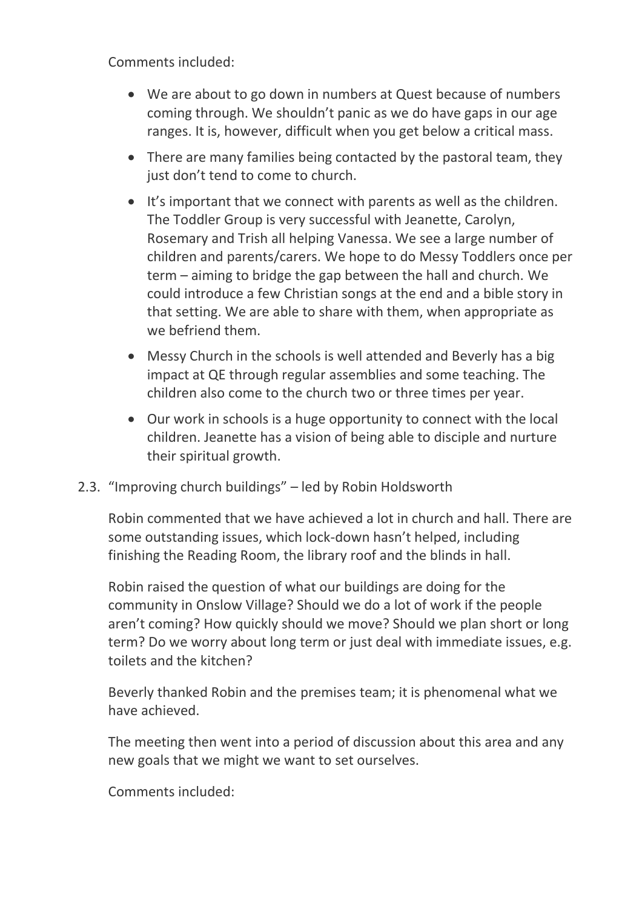Comments included:

- We are about to go down in numbers at Quest because of numbers coming through. We shouldn't panic as we do have gaps in our age ranges. It is, however, difficult when you get below a critical mass.
- There are many families being contacted by the pastoral team, they just don't tend to come to church.
- It's important that we connect with parents as well as the children. The Toddler Group is very successful with Jeanette, Carolyn, Rosemary and Trish all helping Vanessa. We see a large number of children and parents/carers. We hope to do Messy Toddlers once per term – aiming to bridge the gap between the hall and church. We could introduce a few Christian songs at the end and a bible story in that setting. We are able to share with them, when appropriate as we befriend them.
- Messy Church in the schools is well attended and Beverly has a big impact at QE through regular assemblies and some teaching. The children also come to the church two or three times per year.
- Our work in schools is a huge opportunity to connect with the local children. Jeanette has a vision of being able to disciple and nurture their spiritual growth.

2.3. "Improving church buildings" – led by Robin Holdsworth

Robin commented that we have achieved a lot in church and hall. There are some outstanding issues, which lock-down hasn't helped, including finishing the Reading Room, the library roof and the blinds in hall.

Robin raised the question of what our buildings are doing for the community in Onslow Village? Should we do a lot of work if the people aren't coming? How quickly should we move? Should we plan short or long term? Do we worry about long term or just deal with immediate issues, e.g. toilets and the kitchen?

Beverly thanked Robin and the premises team; it is phenomenal what we have achieved.

The meeting then went into a period of discussion about this area and any new goals that we might we want to set ourselves.

Comments included: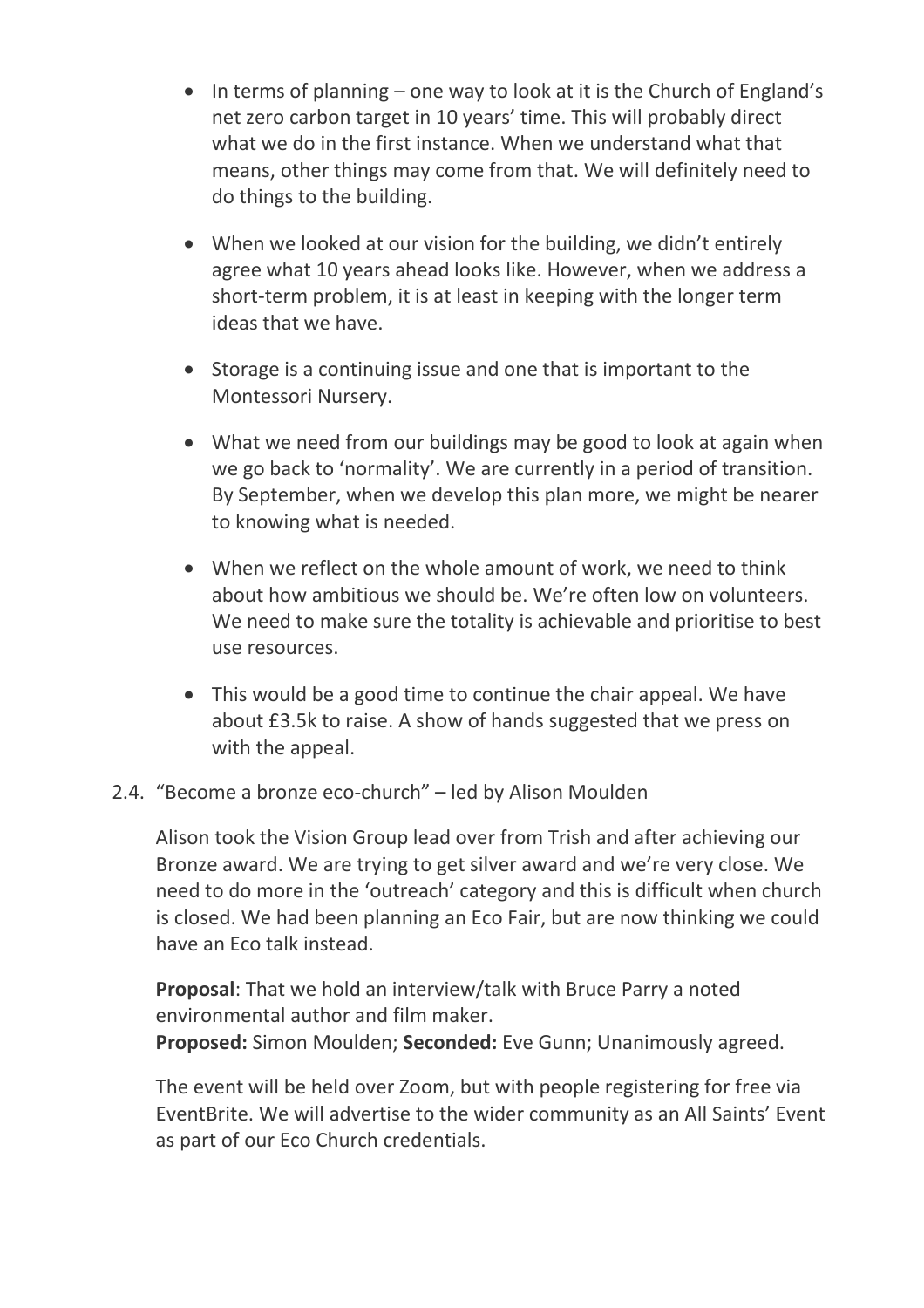- In terms of planning – one way to look at it is the Church of England's net zero carbon target in 10 years' time. This will probably direct what we do in the first instance. When we understand what that means, other things may come from that. We will definitely need to do things to the building.

- When we looked at our vision for the building, we didn't entirely agree what 10 years ahead looks like. However, when we address a short-term problem, it is at least in keeping with the longer term ideas that we have.

- Storage is a continuing issue and one that is important to the Montessori Nursery.

- What we need from our buildings may be good to look at again when we go back to 'normality'. We are currently in a period of transition. By September, when we develop this plan more, we might be nearer to knowing what is needed.

- When we reflect on the whole amount of work, we need to think about how ambitious we should be. We're often low on volunteers. We need to make sure the totality is achievable and prioritise to best use resources.

- This would be a good time to continue the chair appeal. We have about £3.5k to raise. A show of hands suggested that we press on with the appeal.

2.4. "Become a bronze eco-church" – led by Alison Moulden

Alison took the Vision Group lead over from Trish and after achieving our Bronze award. We are trying to get silver award and we're very close. We need to do more in the 'outreach' category and this is difficult when church is closed. We had been planning an Eco Fair, but are now thinking we could have an Eco talk instead.

**Proposal**: That we hold an interview/talk with Bruce Parry a noted environmental author and film maker.
**Proposed:** Simon Moulden; **Seconded:** Eve Gunn; Unanimously agreed.

The event will be held over Zoom, but with people registering for free via EventBrite. We will advertise to the wider community as an All Saints' Event as part of our Eco Church credentials.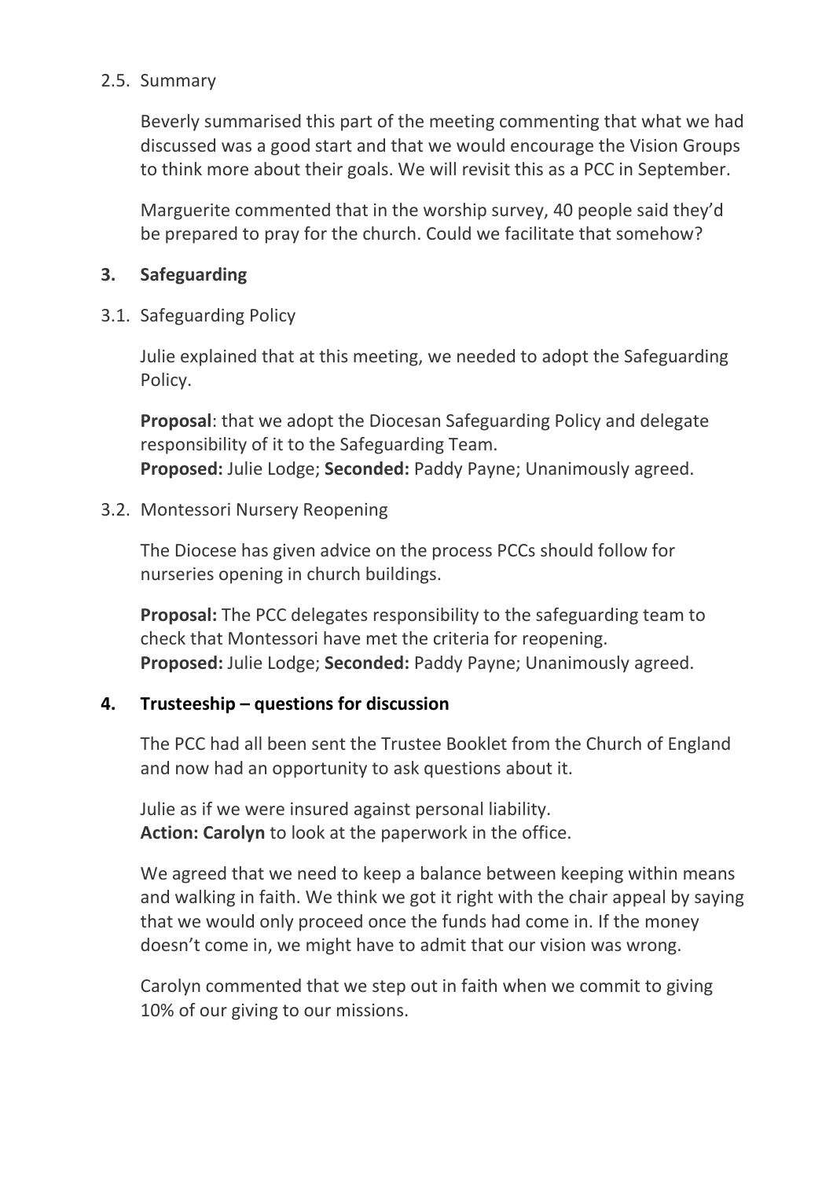2.5. Summary

Beverly summarised this part of the meeting commenting that what we had discussed was a good start and that we would encourage the Vision Groups to think more about their goals. We will revisit this as a PCC in September.

Marguerite commented that in the worship survey, 40 people said they'd be prepared to pray for the church. Could we facilitate that somehow?

## 3. Safeguarding

3.1. Safeguarding Policy

Julie explained that at this meeting, we needed to adopt the Safeguarding Policy.

**Proposal**: that we adopt the Diocesan Safeguarding Policy and delegate responsibility of it to the Safeguarding Team.
**Proposed:** Julie Lodge; **Seconded:** Paddy Payne; Unanimously agreed.

3.2. Montessori Nursery Reopening

The Diocese has given advice on the process PCCs should follow for nurseries opening in church buildings.

**Proposal:** The PCC delegates responsibility to the safeguarding team to check that Montessori have met the criteria for reopening.
**Proposed:** Julie Lodge; **Seconded:** Paddy Payne; Unanimously agreed.

## 4. Trusteeship – questions for discussion

The PCC had all been sent the Trustee Booklet from the Church of England and now had an opportunity to ask questions about it.

Julie as if we were insured against personal liability.
**Action: Carolyn** to look at the paperwork in the office.

We agreed that we need to keep a balance between keeping within means and walking in faith. We think we got it right with the chair appeal by saying that we would only proceed once the funds had come in. If the money doesn't come in, we might have to admit that our vision was wrong.

Carolyn commented that we step out in faith when we commit to giving 10% of our giving to our missions.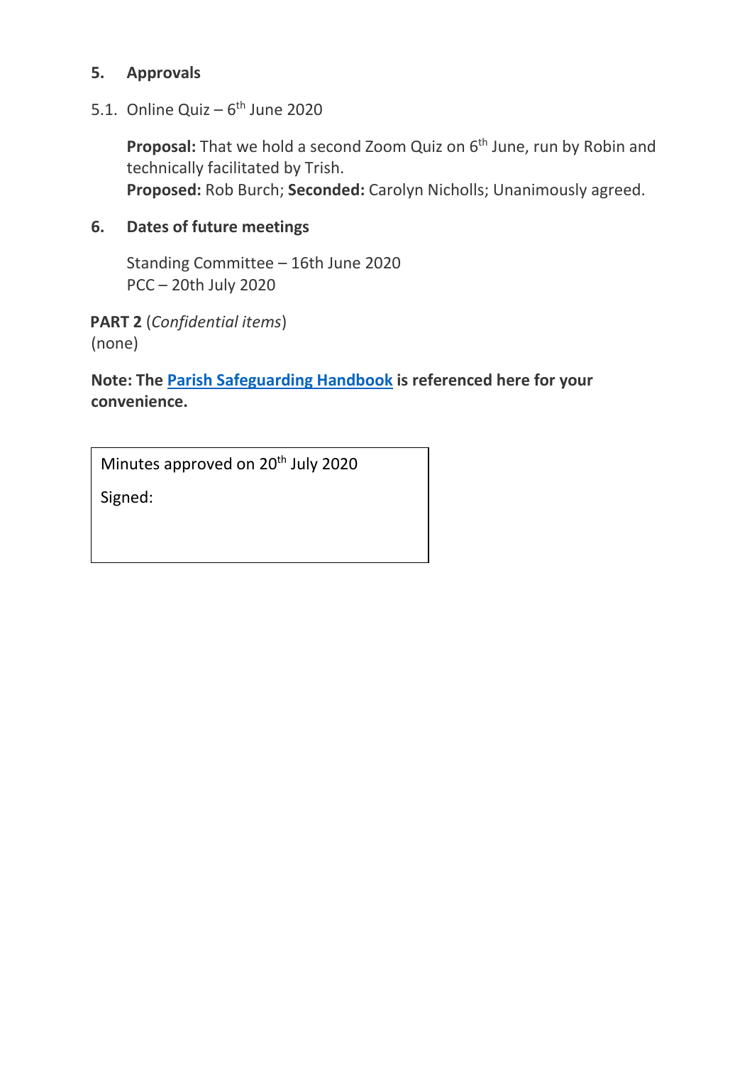## 5. Approvals

5.1. Online Quiz – 6th June 2020

**Proposal:** That we hold a second Zoom Quiz on 6th June, run by Robin and technically facilitated by Trish.
**Proposed:** Rob Burch; **Seconded:** Carolyn Nicholls; Unanimously agreed.

## 6. Dates of future meetings

Standing Committee – 16th June 2020
PCC – 20th July 2020

**PART 2** (*Confidential items*)
(none)

**Note: The Parish Safeguarding Handbook is referenced here for your convenience.**

| |
|---|
| Minutes approved on 20th July 2020<br><br>Signed: |